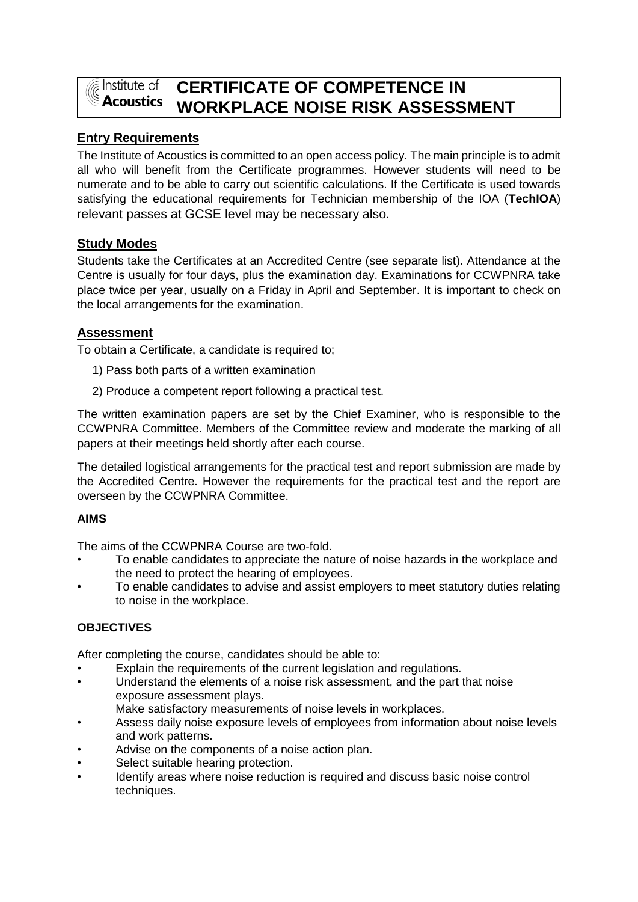# Institute of Acoustics — CERTIFICATE OF COMPETENCE IN WORKPLACE NOISE RISK ASSESSMENT

## Entry Requirements

The Institute of Acoustics is committed to an open access policy. The main principle is to admit all who will benefit from the Certificate programmes. However students will need to be numerate and to be able to carry out scientific calculations. If the Certificate is used towards satisfying the educational requirements for Technician membership of the IOA (**TechIOA**) relevant passes at GCSE level may be necessary also.

## Study Modes

Students take the Certificates at an Accredited Centre (see separate list). Attendance at the Centre is usually for four days, plus the examination day. Examinations for CCWPNRA take place twice per year, usually on a Friday in April and September. It is important to check on the local arrangements for the examination.

## Assessment

To obtain a Certificate, a candidate is required to;

1) Pass both parts of a written examination
2) Produce a competent report following a practical test.

The written examination papers are set by the Chief Examiner, who is responsible to the CCWPNRA Committee. Members of the Committee review and moderate the marking of all papers at their meetings held shortly after each course.

The detailed logistical arrangements for the practical test and report submission are made by the Accredited Centre. However the requirements for the practical test and the report are overseen by the CCWPNRA Committee.

### AIMS

The aims of the CCWPNRA Course are two-fold.

- To enable candidates to appreciate the nature of noise hazards in the workplace and the need to protect the hearing of employees.
- To enable candidates to advise and assist employers to meet statutory duties relating to noise in the workplace.

### OBJECTIVES

After completing the course, candidates should be able to:

- Explain the requirements of the current legislation and regulations.
- Understand the elements of a noise risk assessment, and the part that noise exposure assessment plays.
  Make satisfactory measurements of noise levels in workplaces.
- Assess daily noise exposure levels of employees from information about noise levels and work patterns.
- Advise on the components of a noise action plan.
- Select suitable hearing protection.
- Identify areas where noise reduction is required and discuss basic noise control techniques.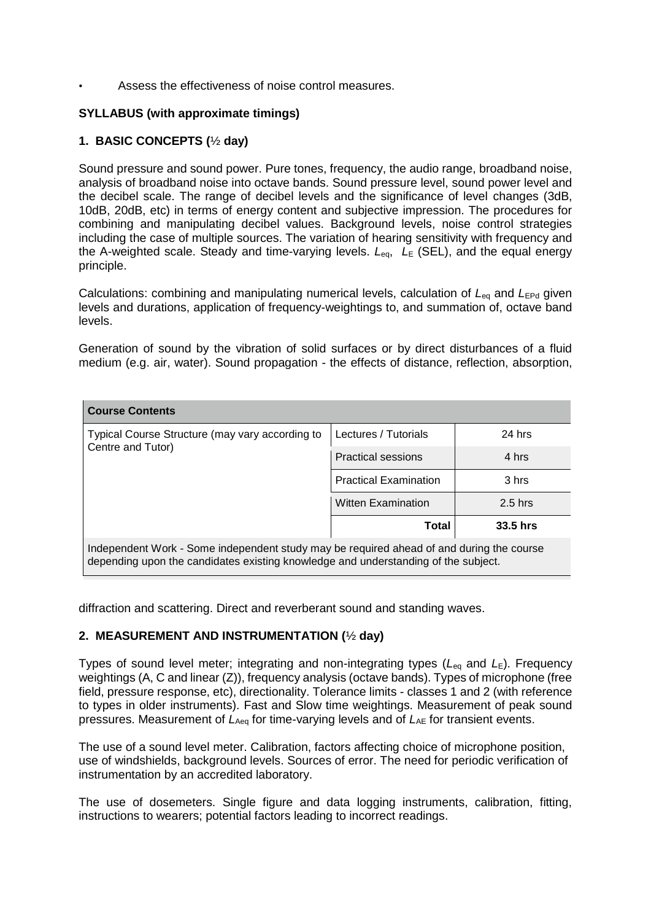- Assess the effectiveness of noise control measures.

**SYLLABUS (with approximate timings)**

**1. BASIC CONCEPTS (½ day)**

Sound pressure and sound power. Pure tones, frequency, the audio range, broadband noise, analysis of broadband noise into octave bands. Sound pressure level, sound power level and the decibel scale. The range of decibel levels and the significance of level changes (3dB, 10dB, 20dB, etc) in terms of energy content and subjective impression. The procedures for combining and manipulating decibel values. Background levels, noise control strategies including the case of multiple sources. The variation of hearing sensitivity with frequency and the A-weighted scale. Steady and time-varying levels. $L_{eq}$, $L_E$ (SEL), and the equal energy principle.

Calculations: combining and manipulating numerical levels, calculation of $L_{eq}$ and $L_{EPd}$ given levels and durations, application of frequency-weightings to, and summation of, octave band levels.

Generation of sound by the vibration of solid surfaces or by direct disturbances of a fluid medium (e.g. air, water). Sound propagation - the effects of distance, reflection, absorption, diffraction and scattering. Direct and reverberant sound and standing waves.

| **Course Contents** | | |
|---|---|---|
| Typical Course Structure (may vary according to Centre and Tutor) | Lectures / Tutorials | 24 hrs |
| | Practical sessions | 4 hrs |
| | Practical Examination | 3 hrs |
| | Witten Examination | 2.5 hrs |
| | **Total** | **33.5 hrs** |
| Independent Work - Some independent study may be required ahead of and during the course depending upon the candidates existing knowledge and understanding of the subject. | | |

**2. MEASUREMENT AND INSTRUMENTATION (½ day)**

Types of sound level meter; integrating and non-integrating types ($L_{eq}$ and $L_E$). Frequency weightings (A, C and linear (Z)), frequency analysis (octave bands). Types of microphone (free field, pressure response, etc), directionality. Tolerance limits - classes 1 and 2 (with reference to types in older instruments). Fast and Slow time weightings. Measurement of peak sound pressures. Measurement of $L_{Aeq}$ for time-varying levels and of $L_{AE}$ for transient events.

The use of a sound level meter. Calibration, factors affecting choice of microphone position, use of windshields, background levels. Sources of error. The need for periodic verification of instrumentation by an accredited laboratory.

The use of dosemeters. Single figure and data logging instruments, calibration, fitting, instructions to wearers; potential factors leading to incorrect readings.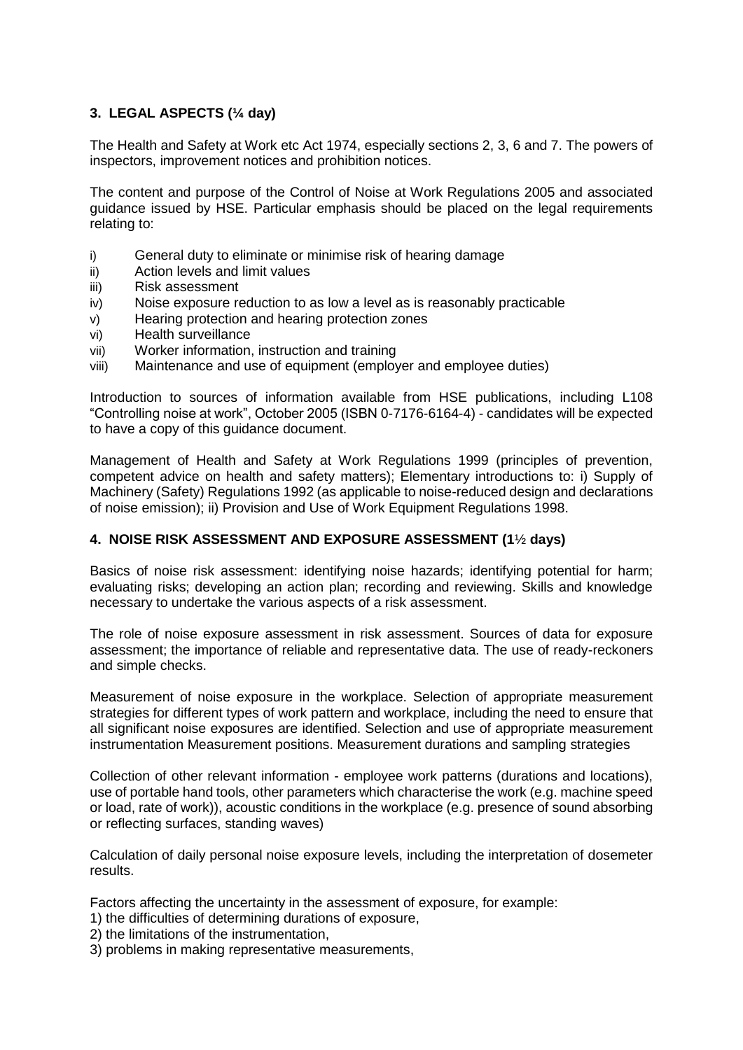### 3. LEGAL ASPECTS (¼ day)

The Health and Safety at Work etc Act 1974, especially sections 2, 3, 6 and 7. The powers of inspectors, improvement notices and prohibition notices.

The content and purpose of the Control of Noise at Work Regulations 2005 and associated guidance issued by HSE. Particular emphasis should be placed on the legal requirements relating to:

- i) General duty to eliminate or minimise risk of hearing damage
- ii) Action levels and limit values
- iii) Risk assessment
- iv) Noise exposure reduction to as low a level as is reasonably practicable
- v) Hearing protection and hearing protection zones
- vi) Health surveillance
- vii) Worker information, instruction and training
- viii) Maintenance and use of equipment (employer and employee duties)

Introduction to sources of information available from HSE publications, including L108 “Controlling noise at work”, October 2005 (ISBN 0-7176-6164-4) - candidates will be expected to have a copy of this guidance document.

Management of Health and Safety at Work Regulations 1999 (principles of prevention, competent advice on health and safety matters); Elementary introductions to: i) Supply of Machinery (Safety) Regulations 1992 (as applicable to noise-reduced design and declarations of noise emission); ii) Provision and Use of Work Equipment Regulations 1998.

### 4. NOISE RISK ASSESSMENT AND EXPOSURE ASSESSMENT (1½ days)

Basics of noise risk assessment: identifying noise hazards; identifying potential for harm; evaluating risks; developing an action plan; recording and reviewing. Skills and knowledge necessary to undertake the various aspects of a risk assessment.

The role of noise exposure assessment in risk assessment. Sources of data for exposure assessment; the importance of reliable and representative data. The use of ready-reckoners and simple checks.

Measurement of noise exposure in the workplace. Selection of appropriate measurement strategies for different types of work pattern and workplace, including the need to ensure that all significant noise exposures are identified. Selection and use of appropriate measurement instrumentation Measurement positions. Measurement durations and sampling strategies

Collection of other relevant information - employee work patterns (durations and locations), use of portable hand tools, other parameters which characterise the work (e.g. machine speed or load, rate of work)), acoustic conditions in the workplace (e.g. presence of sound absorbing or reflecting surfaces, standing waves)

Calculation of daily personal noise exposure levels, including the interpretation of dosemeter results.

Factors affecting the uncertainty in the assessment of exposure, for example:

1) the difficulties of determining durations of exposure,
2) the limitations of the instrumentation,
3) problems in making representative measurements,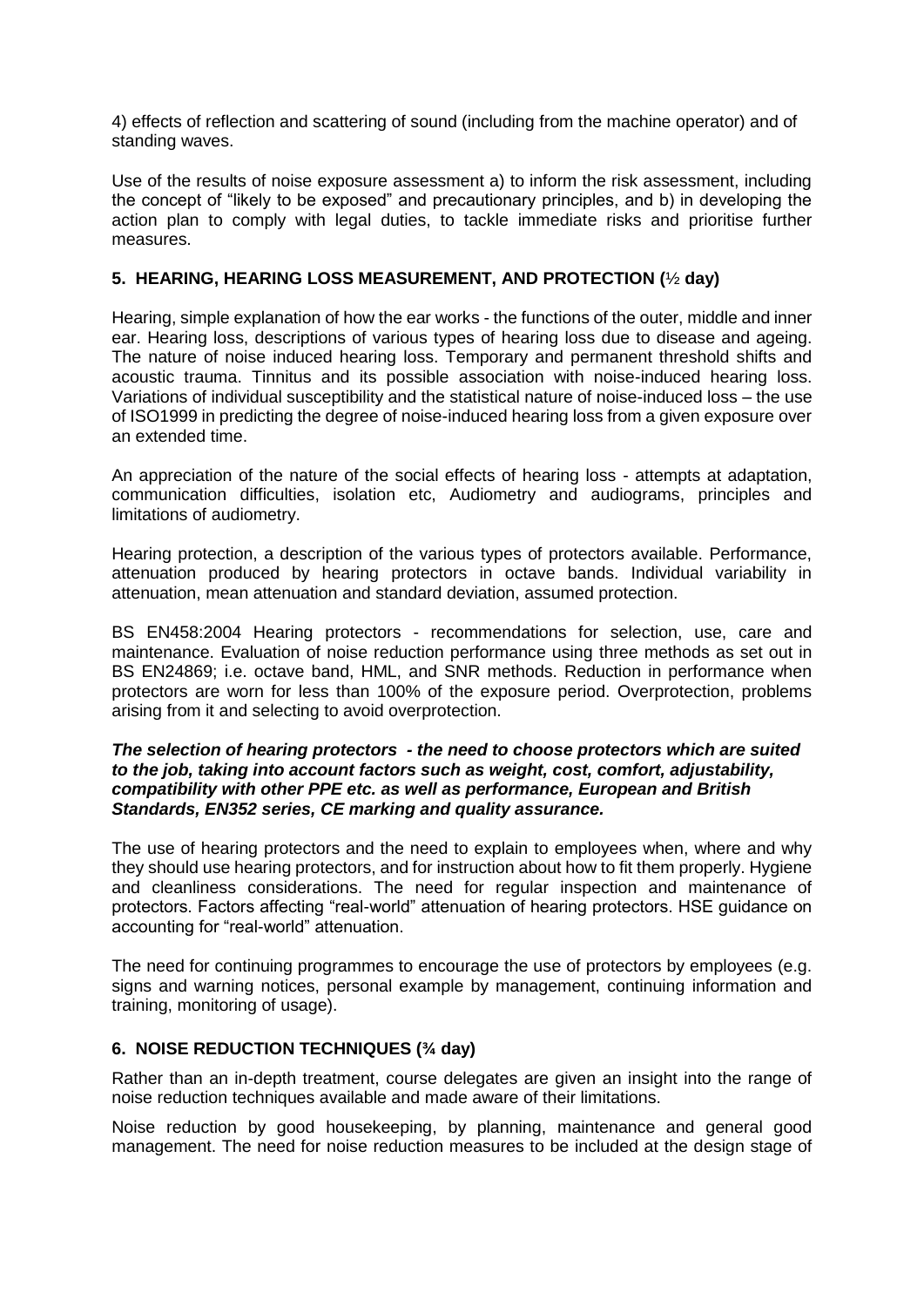4) effects of reflection and scattering of sound (including from the machine operator) and of standing waves.

Use of the results of noise exposure assessment a) to inform the risk assessment, including the concept of "likely to be exposed" and precautionary principles, and b) in developing the action plan to comply with legal duties, to tackle immediate risks and prioritise further measures.

### 5. HEARING, HEARING LOSS MEASUREMENT, AND PROTECTION (½ day)

Hearing, simple explanation of how the ear works - the functions of the outer, middle and inner ear. Hearing loss, descriptions of various types of hearing loss due to disease and ageing. The nature of noise induced hearing loss. Temporary and permanent threshold shifts and acoustic trauma. Tinnitus and its possible association with noise-induced hearing loss. Variations of individual susceptibility and the statistical nature of noise-induced loss – the use of ISO1999 in predicting the degree of noise-induced hearing loss from a given exposure over an extended time.

An appreciation of the nature of the social effects of hearing loss - attempts at adaptation, communication difficulties, isolation etc, Audiometry and audiograms, principles and limitations of audiometry.

Hearing protection, a description of the various types of protectors available. Performance, attenuation produced by hearing protectors in octave bands. Individual variability in attenuation, mean attenuation and standard deviation, assumed protection.

BS EN458:2004 Hearing protectors - recommendations for selection, use, care and maintenance. Evaluation of noise reduction performance using three methods as set out in BS EN24869; i.e. octave band, HML, and SNR methods. Reduction in performance when protectors are worn for less than 100% of the exposure period. Overprotection, problems arising from it and selecting to avoid overprotection.

***The selection of hearing protectors - the need to choose protectors which are suited to the job, taking into account factors such as weight, cost, comfort, adjustability, compatibility with other PPE etc. as well as performance, European and British Standards, EN352 series, CE marking and quality assurance.***

The use of hearing protectors and the need to explain to employees when, where and why they should use hearing protectors, and for instruction about how to fit them properly. Hygiene and cleanliness considerations. The need for regular inspection and maintenance of protectors. Factors affecting "real-world" attenuation of hearing protectors. HSE guidance on accounting for "real-world" attenuation.

The need for continuing programmes to encourage the use of protectors by employees (e.g. signs and warning notices, personal example by management, continuing information and training, monitoring of usage).

### 6. NOISE REDUCTION TECHNIQUES (¾ day)

Rather than an in-depth treatment, course delegates are given an insight into the range of noise reduction techniques available and made aware of their limitations.

Noise reduction by good housekeeping, by planning, maintenance and general good management. The need for noise reduction measures to be included at the design stage of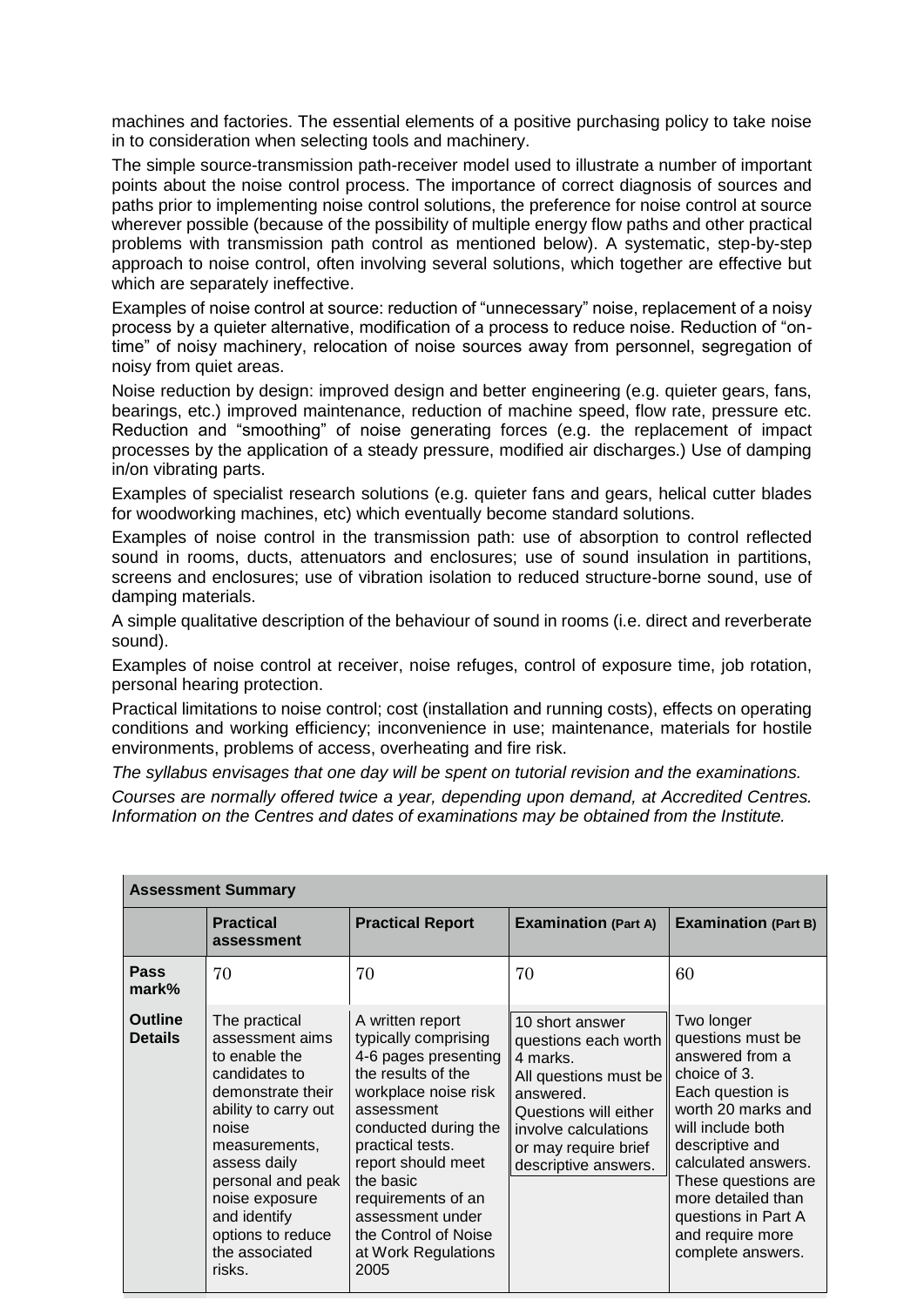machines and factories. The essential elements of a positive purchasing policy to take noise in to consideration when selecting tools and machinery.

The simple source-transmission path-receiver model used to illustrate a number of important points about the noise control process. The importance of correct diagnosis of sources and paths prior to implementing noise control solutions, the preference for noise control at source wherever possible (because of the possibility of multiple energy flow paths and other practical problems with transmission path control as mentioned below). A systematic, step-by-step approach to noise control, often involving several solutions, which together are effective but which are separately ineffective.

Examples of noise control at source: reduction of "unnecessary" noise, replacement of a noisy process by a quieter alternative, modification of a process to reduce noise. Reduction of "on-time" of noisy machinery, relocation of noise sources away from personnel, segregation of noisy from quiet areas.

Noise reduction by design: improved design and better engineering (e.g. quieter gears, fans, bearings, etc.) improved maintenance, reduction of machine speed, flow rate, pressure etc. Reduction and "smoothing" of noise generating forces (e.g. the replacement of impact processes by the application of a steady pressure, modified air discharges.) Use of damping in/on vibrating parts.

Examples of specialist research solutions (e.g. quieter fans and gears, helical cutter blades for woodworking machines, etc) which eventually become standard solutions.

Examples of noise control in the transmission path: use of absorption to control reflected sound in rooms, ducts, attenuators and enclosures; use of sound insulation in partitions, screens and enclosures; use of vibration isolation to reduced structure-borne sound, use of damping materials.

A simple qualitative description of the behaviour of sound in rooms (i.e. direct and reverberate sound).

Examples of noise control at receiver, noise refuges, control of exposure time, job rotation, personal hearing protection.

Practical limitations to noise control; cost (installation and running costs), effects on operating conditions and working efficiency; inconvenience in use; maintenance, materials for hostile environments, problems of access, overheating and fire risk.

*The syllabus envisages that one day will be spent on tutorial revision and the examinations.*

*Courses are normally offered twice a year, depending upon demand, at Accredited Centres. Information on the Centres and dates of examinations may be obtained from the Institute.*

| **Assessment Summary** | | | | |
|---|---|---|---|---|
| | **Practical assessment** | **Practical Report** | **Examination (Part A)** | **Examination (Part B)** |
| **Pass mark%** | 70 | 70 | 70 | 60 |
| **Outline Details** | The practical assessment aims to enable the candidates to demonstrate their ability to carry out noise measurements, assess daily personal and peak noise exposure and identify options to reduce the associated risks. | A written report typically comprising 4-6 pages presenting the results of the workplace noise risk assessment conducted during the practical tests. report should meet the basic requirements of an assessment under the Control of Noise at Work Regulations 2005 | 10 short answer questions each worth 4 marks. All questions must be answered. Questions will either involve calculations or may require brief descriptive answers. | Two longer questions must be answered from a choice of 3. Each question is worth 20 marks and will include both descriptive and calculated answers. These questions are more detailed than questions in Part A and require more complete answers. |